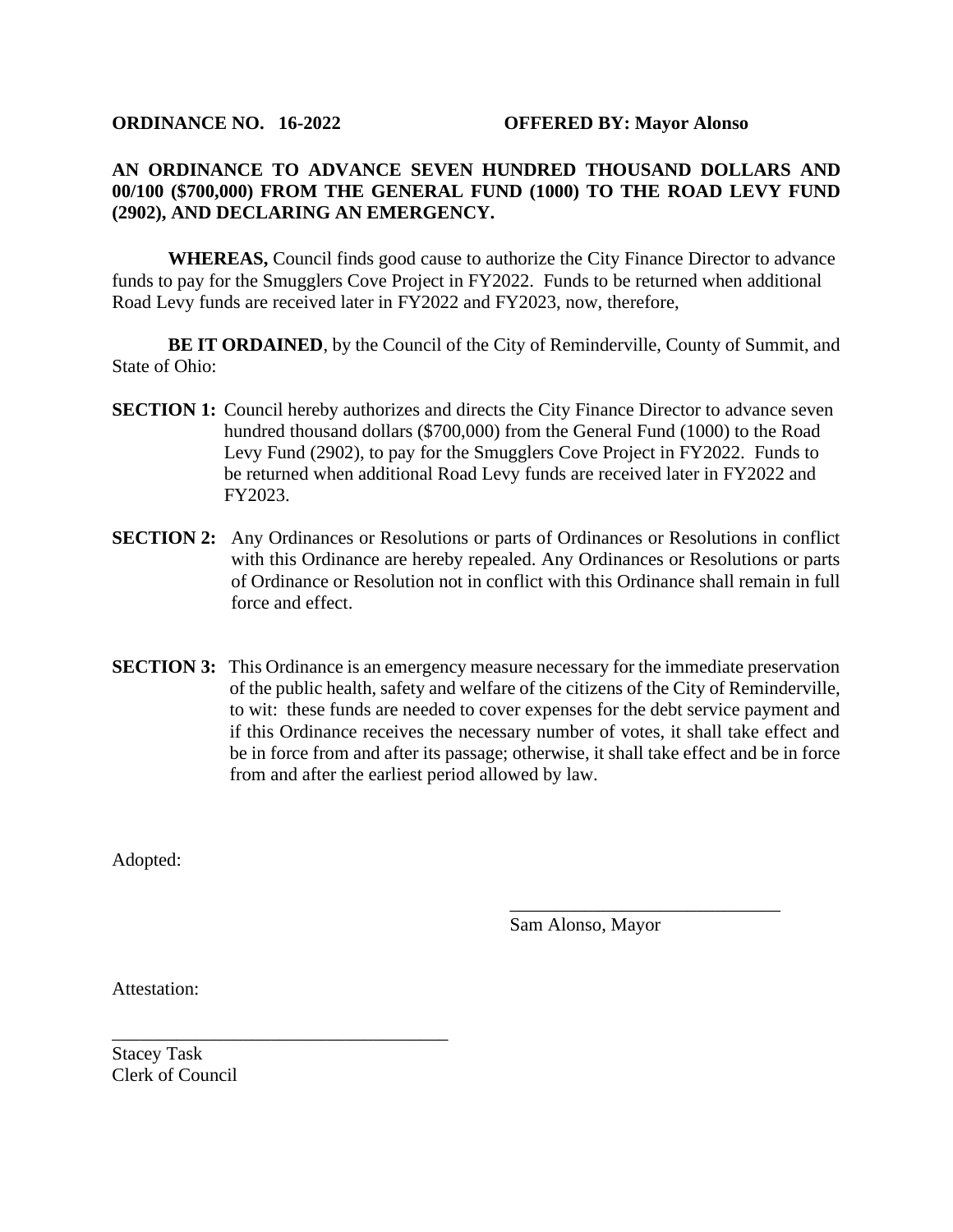**ORDINANCE NO. 16-2022** **OFFERED BY: Mayor Alonso**

**AN ORDINANCE TO ADVANCE SEVEN HUNDRED THOUSAND DOLLARS AND 00/100 ($700,000) FROM THE GENERAL FUND (1000) TO THE ROAD LEVY FUND (2902), AND DECLARING AN EMERGENCY.**

**WHEREAS,** Council finds good cause to authorize the City Finance Director to advance funds to pay for the Smugglers Cove Project in FY2022. Funds to be returned when additional Road Levy funds are received later in FY2022 and FY2023, now, therefore,

**BE IT ORDAINED**, by the Council of the City of Reminderville, County of Summit, and State of Ohio:

**SECTION 1:** Council hereby authorizes and directs the City Finance Director to advance seven hundred thousand dollars ($700,000) from the General Fund (1000) to the Road Levy Fund (2902), to pay for the Smugglers Cove Project in FY2022. Funds to be returned when additional Road Levy funds are received later in FY2022 and FY2023.

**SECTION 2:** Any Ordinances or Resolutions or parts of Ordinances or Resolutions in conflict with this Ordinance are hereby repealed. Any Ordinances or Resolutions or parts of Ordinance or Resolution not in conflict with this Ordinance shall remain in full force and effect.

**SECTION 3:** This Ordinance is an emergency measure necessary for the immediate preservation of the public health, safety and welfare of the citizens of the City of Reminderville, to wit: these funds are needed to cover expenses for the debt service payment and if this Ordinance receives the necessary number of votes, it shall take effect and be in force from and after its passage; otherwise, it shall take effect and be in force from and after the earliest period allowed by law.

Adopted:

\_\_\_\_\_\_\_\_\_\_\_\_\_\_\_\_\_\_\_\_\_\_\_\_\_\_\_\_\_\_
Sam Alonso, Mayor

Attestation:

\_\_\_\_\_\_\_\_\_\_\_\_\_\_\_\_\_\_\_\_\_\_\_\_\_\_\_\_\_\_\_\_\_\_\_\_
Stacey Task
Clerk of Council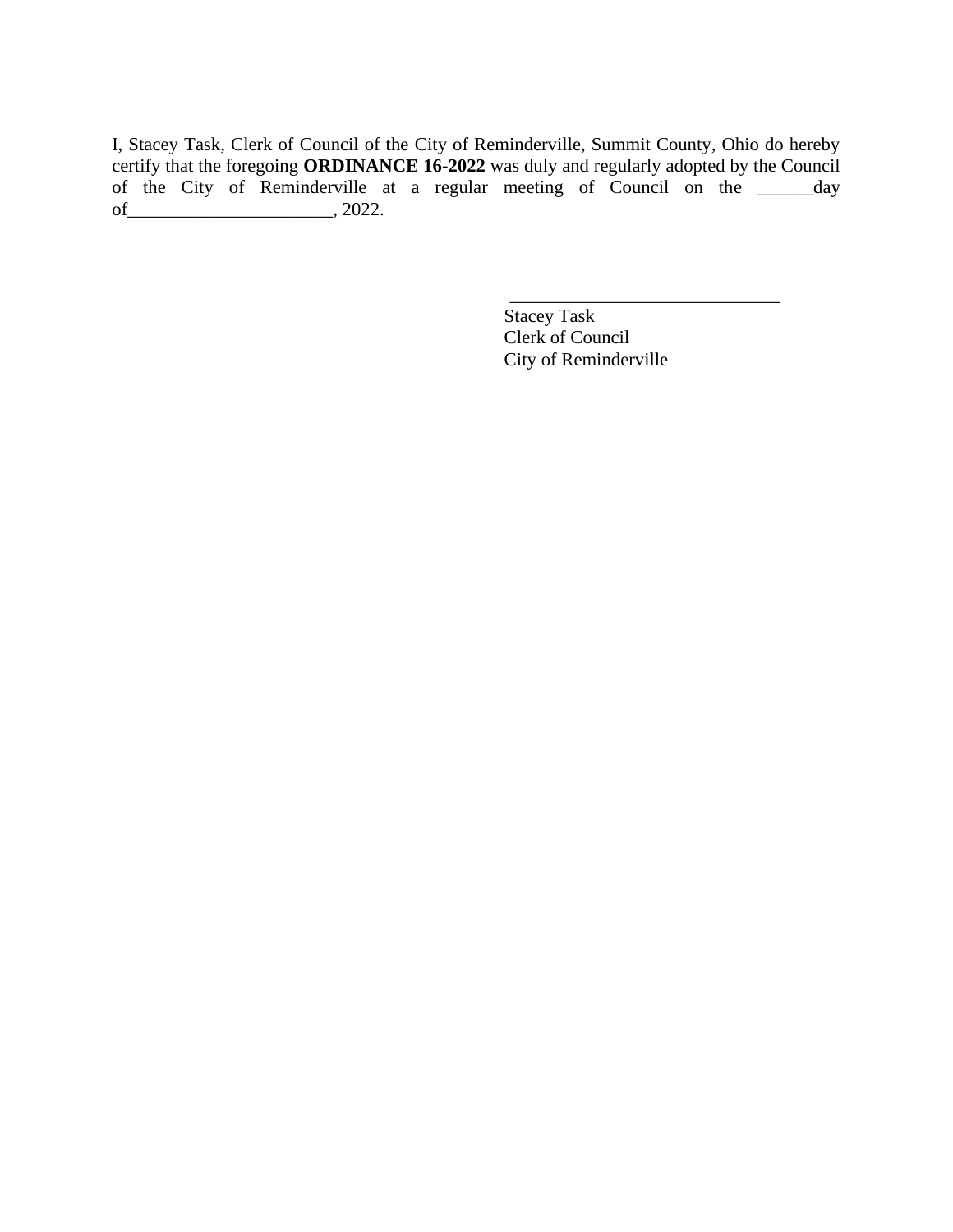I, Stacey Task, Clerk of Council of the City of Reminderville, Summit County, Ohio do hereby certify that the foregoing **ORDINANCE 16-2022** was duly and regularly adopted by the Council of the City of Reminderville at a regular meeting of Council on the ______day of______________________, 2022.

______________________________
Stacey Task
Clerk of Council
City of Reminderville